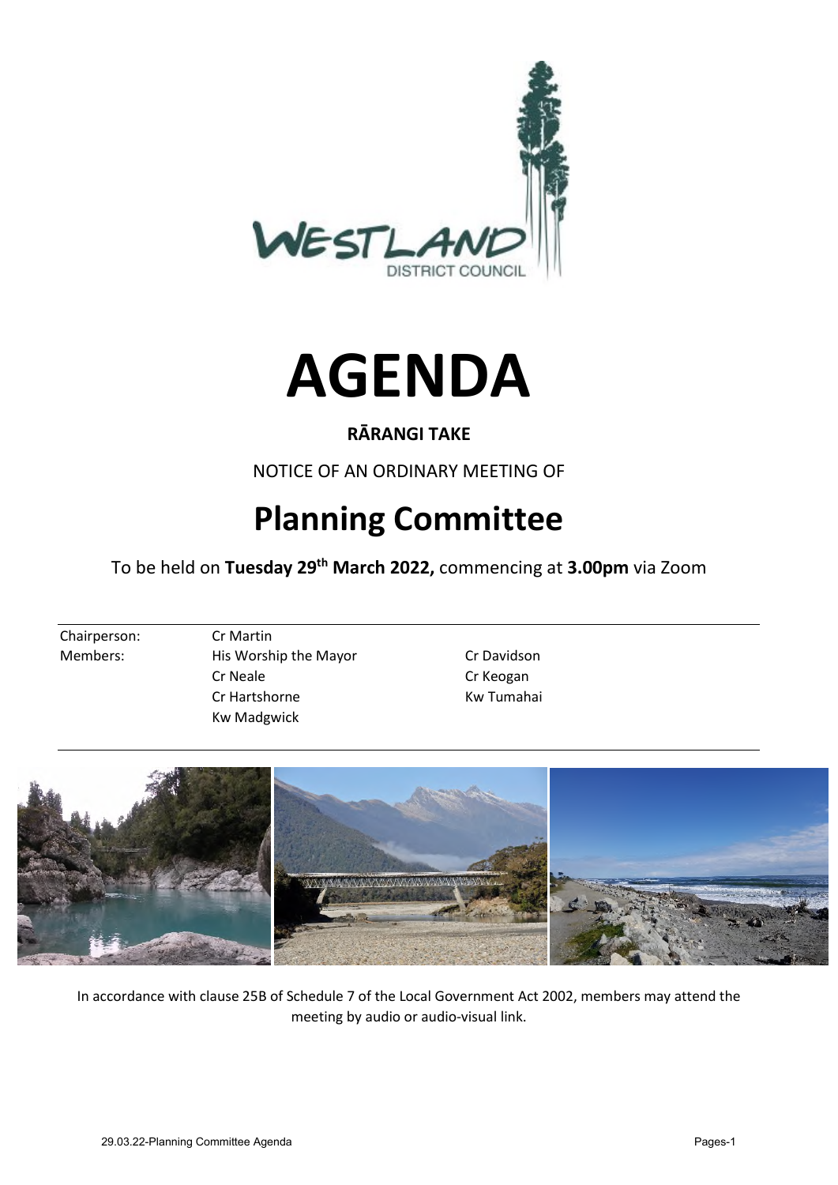# AGENDA

**RĀRANGI TAKE**

NOTICE OF AN ORDINARY MEETING OF

## Planning Committee

To be held on **Tuesday 29th March 2022,** commencing at **3.00pm** via Zoom

| | | |
|---|---|---|
| Chairperson: | Cr Martin | |
| Members: | His Worship the Mayor | Cr Davidson |
| | Cr Neale | Cr Keogan |
| | Cr Hartshorne | Kw Tumahai |
| | Kw Madgwick | |

In accordance with clause 25B of Schedule 7 of the Local Government Act 2002, members may attend the meeting by audio or audio-visual link.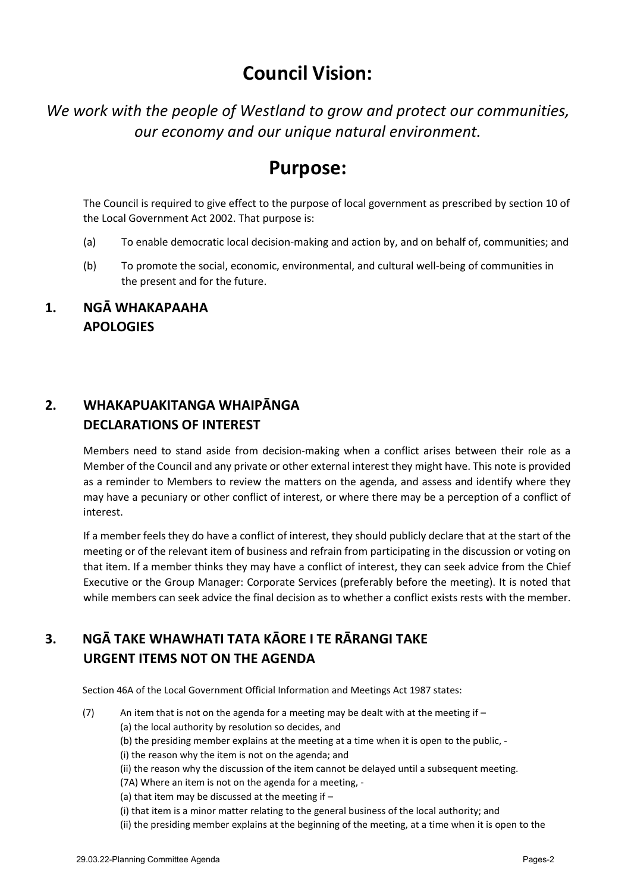# Council Vision:

*We work with the people of Westland to grow and protect our communities, our economy and our unique natural environment.*

# Purpose:

The Council is required to give effect to the purpose of local government as prescribed by section 10 of the Local Government Act 2002. That purpose is:

(a) To enable democratic local decision-making and action by, and on behalf of, communities; and

(b) To promote the social, economic, environmental, and cultural well-being of communities in the present and for the future.

## 1. NGĀ WHAKAPAAHA APOLOGIES

## 2. WHAKAPUAKITANGA WHAIPĀNGA DECLARATIONS OF INTEREST

Members need to stand aside from decision-making when a conflict arises between their role as a Member of the Council and any private or other external interest they might have. This note is provided as a reminder to Members to review the matters on the agenda, and assess and identify where they may have a pecuniary or other conflict of interest, or where there may be a perception of a conflict of interest.

If a member feels they do have a conflict of interest, they should publicly declare that at the start of the meeting or of the relevant item of business and refrain from participating in the discussion or voting on that item. If a member thinks they may have a conflict of interest, they can seek advice from the Chief Executive or the Group Manager: Corporate Services (preferably before the meeting). It is noted that while members can seek advice the final decision as to whether a conflict exists rests with the member.

## 3. NGĀ TAKE WHAWHATI TATA KĀORE I TE RĀRANGI TAKE URGENT ITEMS NOT ON THE AGENDA

Section 46A of the Local Government Official Information and Meetings Act 1987 states:

(7) An item that is not on the agenda for a meeting may be dealt with at the meeting if –
(a) the local authority by resolution so decides, and
(b) the presiding member explains at the meeting at a time when it is open to the public, -
(i) the reason why the item is not on the agenda; and
(ii) the reason why the discussion of the item cannot be delayed until a subsequent meeting.
(7A) Where an item is not on the agenda for a meeting, -
(a) that item may be discussed at the meeting if –
(i) that item is a minor matter relating to the general business of the local authority; and
(ii) the presiding member explains at the beginning of the meeting, at a time when it is open to the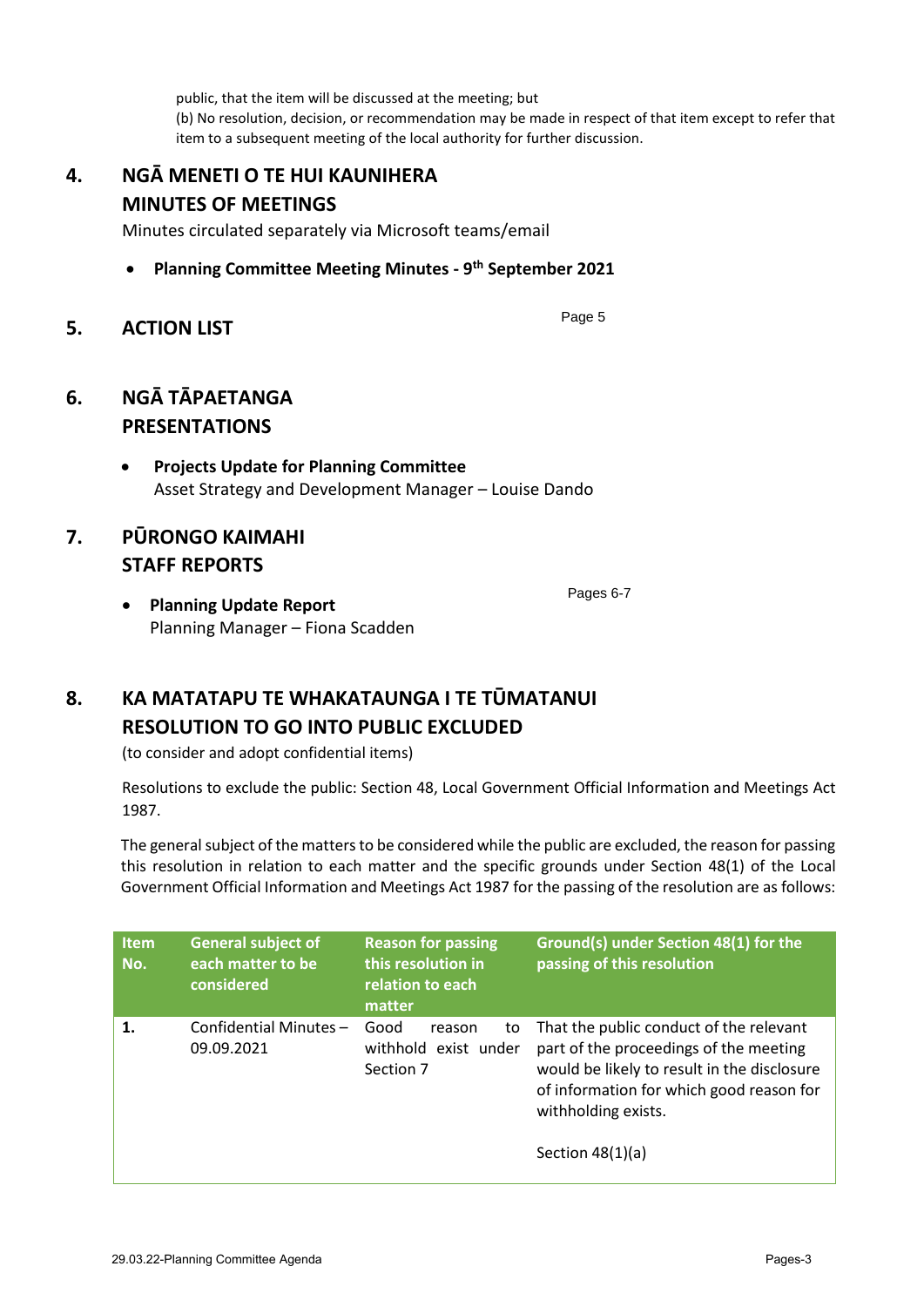public, that the item will be discussed at the meeting; but

(b) No resolution, decision, or recommendation may be made in respect of that item except to refer that item to a subsequent meeting of the local authority for further discussion.

## 4. NGĀ MENETI O TE HUI KAUNIHERA MINUTES OF MEETINGS

Minutes circulated separately via Microsoft teams/email

- **Planning Committee Meeting Minutes - 9th September 2021**

## 5. ACTION LIST

Page 5

## 6. NGĀ TĀPAETANGA PRESENTATIONS

- **Projects Update for Planning Committee**
  Asset Strategy and Development Manager – Louise Dando

## 7. PŪRONGO KAIMAHI STAFF REPORTS

- **Planning Update Report**
  Planning Manager – Fiona Scadden

Pages 6-7

## 8. KA MATATAPU TE WHAKATAUNGA I TE TŪMATANUI RESOLUTION TO GO INTO PUBLIC EXCLUDED

(to consider and adopt confidential items)

Resolutions to exclude the public: Section 48, Local Government Official Information and Meetings Act 1987.

The general subject of the matters to be considered while the public are excluded, the reason for passing this resolution in relation to each matter and the specific grounds under Section 48(1) of the Local Government Official Information and Meetings Act 1987 for the passing of the resolution are as follows:

| Item No. | General subject of each matter to be considered | Reason for passing this resolution in relation to each matter | Ground(s) under Section 48(1) for the passing of this resolution |
|---|---|---|---|
| 1. | Confidential Minutes – 09.09.2021 | Good reason to withhold exist under Section 7 | That the public conduct of the relevant part of the proceedings of the meeting would be likely to result in the disclosure of information for which good reason for withholding exists.<br><br>Section 48(1)(a) |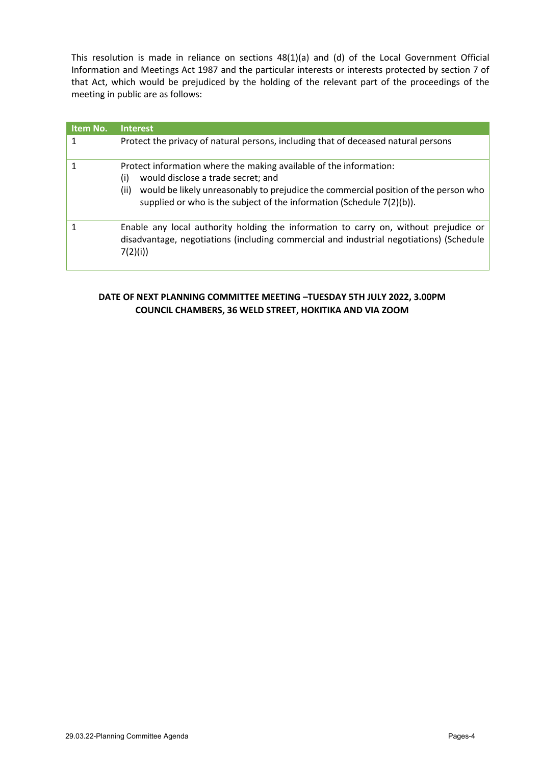This resolution is made in reliance on sections 48(1)(a) and (d) of the Local Government Official Information and Meetings Act 1987 and the particular interests or interests protected by section 7 of that Act, which would be prejudiced by the holding of the relevant part of the proceedings of the meeting in public are as follows:

| Item No. | Interest |
|---|---|
| 1 | Protect the privacy of natural persons, including that of deceased natural persons |
| 1 | Protect information where the making available of the information:<br>(i) would disclose a trade secret; and<br>(ii) would be likely unreasonably to prejudice the commercial position of the person who supplied or who is the subject of the information (Schedule 7(2)(b)). |
| 1 | Enable any local authority holding the information to carry on, without prejudice or disadvantage, negotiations (including commercial and industrial negotiations) (Schedule 7(2)(i)) |

**DATE OF NEXT PLANNING COMMITTEE MEETING –TUESDAY 5TH JULY 2022, 3.00PM**
**COUNCIL CHAMBERS, 36 WELD STREET, HOKITIKA AND VIA ZOOM**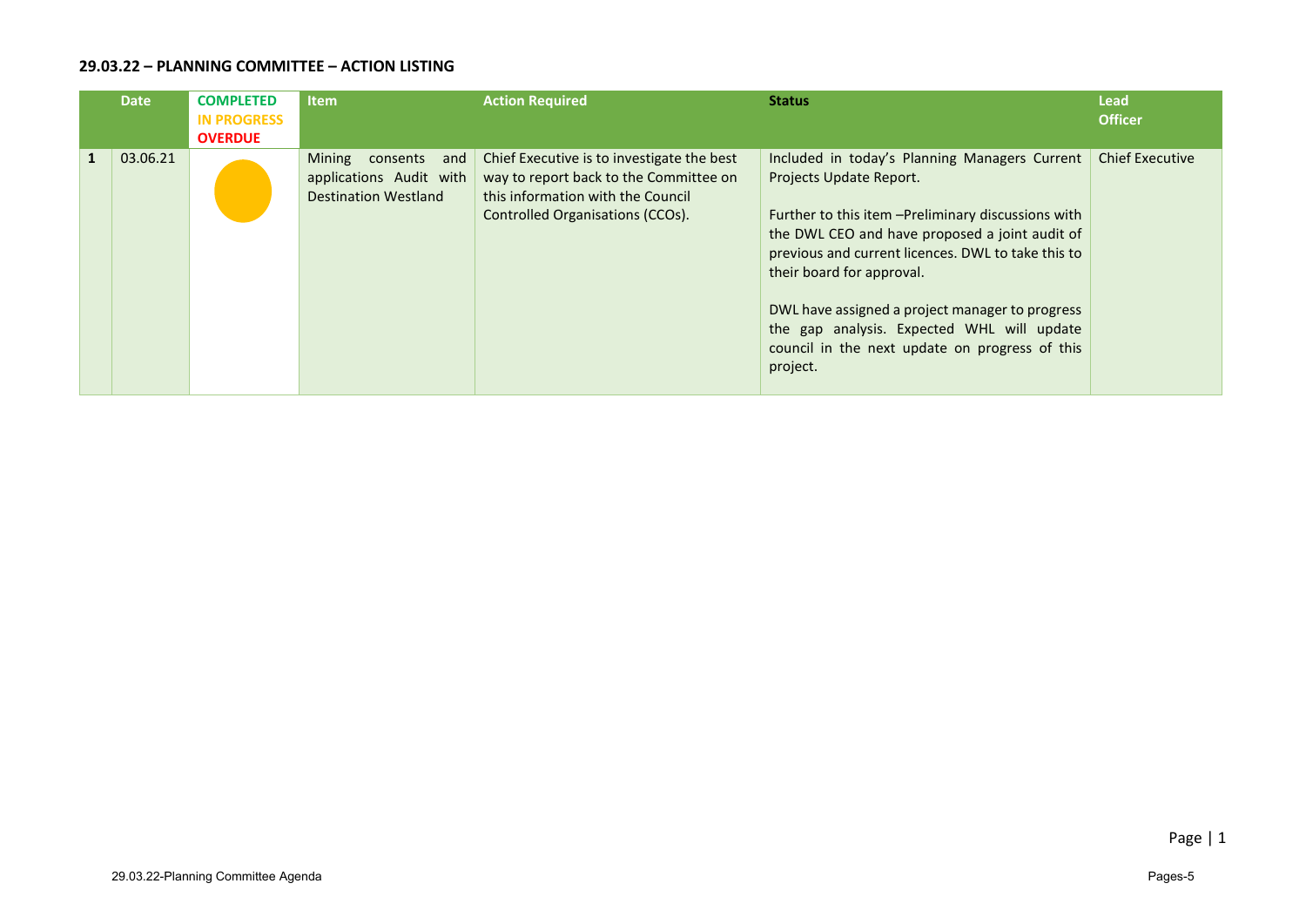**29.03.22 – PLANNING COMMITTEE – ACTION LISTING**

| | Date | COMPLETED IN PROGRESS OVERDUE | Item | Action Required | Status | Lead Officer |
|---|---|---|---|---|---|---|
| 1 | 03.06.21 | | Mining consents and applications Audit with Destination Westland | Chief Executive is to investigate the best way to report back to the Committee on this information with the Council Controlled Organisations (CCOs). | Included in today's Planning Managers Current Projects Update Report.<br><br>Further to this item –Preliminary discussions with the DWL CEO and have proposed a joint audit of previous and current licences. DWL to take this to their board for approval.<br><br>DWL have assigned a project manager to progress the gap analysis. Expected WHL will update council in the next update on progress of this project. | Chief Executive |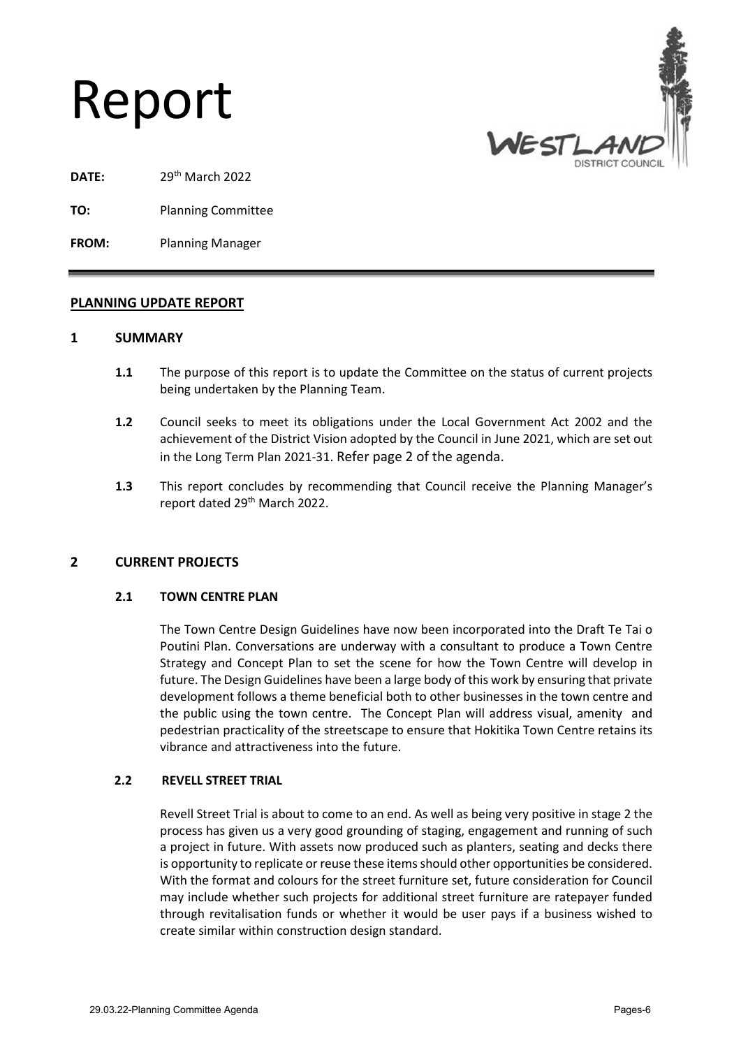# Report

**DATE:** 29th March 2022

**TO:** Planning Committee

**FROM:** Planning Manager

---

## PLANNING UPDATE REPORT

## 1 SUMMARY

**1.1** The purpose of this report is to update the Committee on the status of current projects being undertaken by the Planning Team.

**1.2** Council seeks to meet its obligations under the Local Government Act 2002 and the achievement of the District Vision adopted by the Council in June 2021, which are set out in the Long Term Plan 2021-31. Refer page 2 of the agenda.

**1.3** This report concludes by recommending that Council receive the Planning Manager's report dated 29th March 2022.

## 2 CURRENT PROJECTS

### 2.1 TOWN CENTRE PLAN

The Town Centre Design Guidelines have now been incorporated into the Draft Te Tai o Poutini Plan. Conversations are underway with a consultant to produce a Town Centre Strategy and Concept Plan to set the scene for how the Town Centre will develop in future. The Design Guidelines have been a large body of this work by ensuring that private development follows a theme beneficial both to other businesses in the town centre and the public using the town centre. The Concept Plan will address visual, amenity and pedestrian practicality of the streetscape to ensure that Hokitika Town Centre retains its vibrance and attractiveness into the future.

### 2.2 REVELL STREET TRIAL

Revell Street Trial is about to come to an end. As well as being very positive in stage 2 the process has given us a very good grounding of staging, engagement and running of such a project in future. With assets now produced such as planters, seating and decks there is opportunity to replicate or reuse these items should other opportunities be considered. With the format and colours for the street furniture set, future consideration for Council may include whether such projects for additional street furniture are ratepayer funded through revitalisation funds or whether it would be user pays if a business wished to create similar within construction design standard.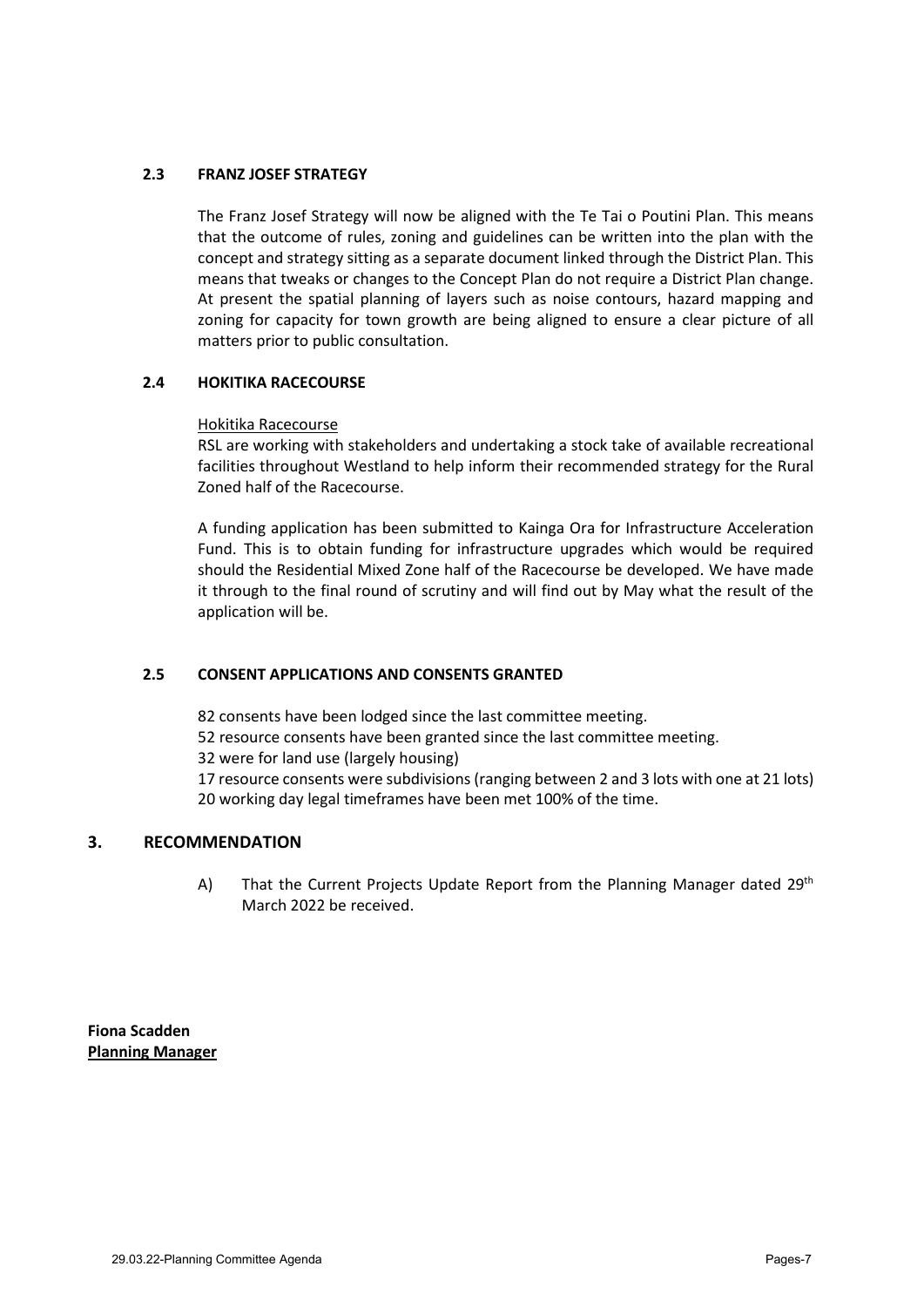### 2.3 FRANZ JOSEF STRATEGY

The Franz Josef Strategy will now be aligned with the Te Tai o Poutini Plan. This means that the outcome of rules, zoning and guidelines can be written into the plan with the concept and strategy sitting as a separate document linked through the District Plan. This means that tweaks or changes to the Concept Plan do not require a District Plan change. At present the spatial planning of layers such as noise contours, hazard mapping and zoning for capacity for town growth are being aligned to ensure a clear picture of all matters prior to public consultation.

### 2.4 HOKITIKA RACECOURSE

Hokitika Racecourse

RSL are working with stakeholders and undertaking a stock take of available recreational facilities throughout Westland to help inform their recommended strategy for the Rural Zoned half of the Racecourse.

A funding application has been submitted to Kainga Ora for Infrastructure Acceleration Fund. This is to obtain funding for infrastructure upgrades which would be required should the Residential Mixed Zone half of the Racecourse be developed. We have made it through to the final round of scrutiny and will find out by May what the result of the application will be.

### 2.5 CONSENT APPLICATIONS AND CONSENTS GRANTED

82 consents have been lodged since the last committee meeting.
52 resource consents have been granted since the last committee meeting.
32 were for land use (largely housing)
17 resource consents were subdivisions (ranging between 2 and 3 lots with one at 21 lots)
20 working day legal timeframes have been met 100% of the time.

## 3. RECOMMENDATION

A) That the Current Projects Update Report from the Planning Manager dated 29th March 2022 be received.

**Fiona Scadden**
**Planning Manager**